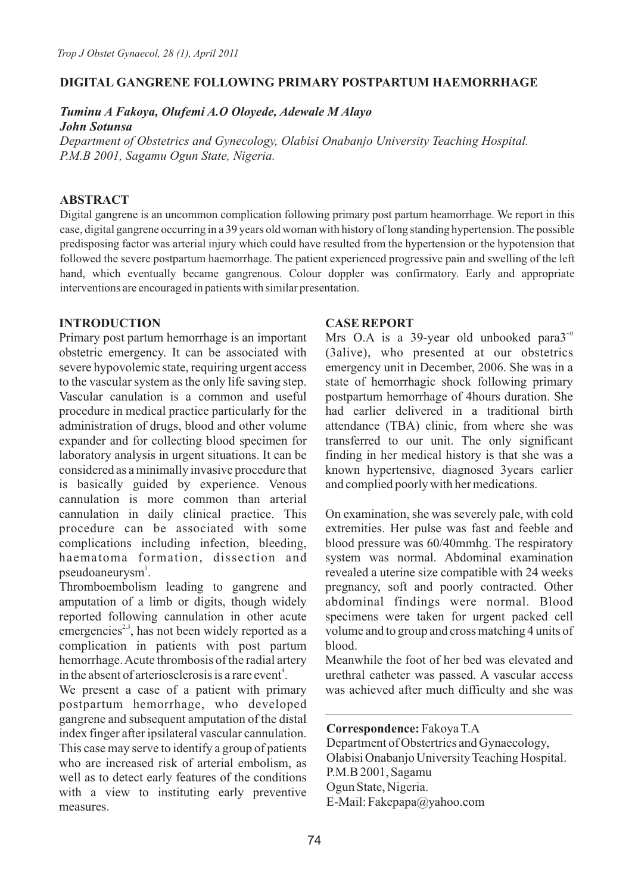# DIGITAL GANGRENE FOLLOWING PRIMARY POSTPARTUM HAEMORRHAGE

***Tuminu A Fakoya, Olufemi A.O Oloyede, Adewale M Alayo***
***John Sotunsa***

*Department of Obstetrics and Gynecology, Olabisi Onabanjo University Teaching Hospital. P.M.B 2001, Sagamu Ogun State, Nigeria.*

## ABSTRACT

Digital gangrene is an uncommon complication following primary post partum heamorrhage. We report in this case, digital gangrene occurring in a 39 years old woman with history of long standing hypertension. The possible predisposing factor was arterial injury which could have resulted from the hypertension or the hypotension that followed the severe postpartum haemorrhage. The patient experienced progressive pain and swelling of the left hand, which eventually became gangrenous. Colour doppler was confirmatory. Early and appropriate interventions are encouraged in patients with similar presentation.

## INTRODUCTION

Primary post partum hemorrhage is an important obstetric emergency. It can be associated with severe hypovolemic state, requiring urgent access to the vascular system as the only life saving step. Vascular canulation is a common and useful procedure in medical practice particularly for the administration of drugs, blood and other volume expander and for collecting blood specimen for laboratory analysis in urgent situations. It can be considered as a minimally invasive procedure that is basically guided by experience. Venous cannulation is more common than arterial cannulation in daily clinical practice. This procedure can be associated with some complications including infection, bleeding, haematoma formation, dissection and pseudoaneurysm[1].

Thromboembolism leading to gangrene and amputation of a limb or digits, though widely reported following cannulation in other acute emergencies[2,3], has not been widely reported as a complication in patients with post partum hemorrhage. Acute thrombosis of the radial artery in the absence of arteriosclerosis is a rare event[4].

We present a case of a patient with primary postpartum hemorrhage, who developed gangrene and subsequent amputation of the distal index finger after ipsilateral vascular cannulation. This case may serve to identify a group of patients who are increased risk of arterial embolism, as well as to detect early features of the conditions with a view to instituting early preventive measures.

## CASE REPORT

Mrs O.A is a 39-year old unbooked para$3^{+0}$ (3alive), who presented at our obstetrics emergency unit in December, 2006. She was in a state of hemorrhagic shock following primary postpartum hemorrhage of 4hours duration. She had earlier delivered in a traditional birth attendance (TBA) clinic, from where she was transferred to our unit. The only significant finding in her medical history is that she was a known hypertensive, diagnosed 3years earlier and complied poorly with her medications.

On examination, she was severely pale, with cold extremities. Her pulse was fast and feeble and blood pressure was 60/40mmhg. The respiratory system was normal. Abdominal examination revealed a uterine size compatible with 24 weeks pregnancy, soft and poorly contracted. Other abdominal findings were normal. Blood specimens were taken for urgent packed cell volume and to group and cross matching 4 units of blood.

Meanwhile the foot of her bed was elevated and urethral catheter was passed. A vascular access was achieved after much difficulty and she was

---

**Correspondence:** Fakoya T.A
Department of Obstertrics and Gynaecology,
Olabisi Onabanjo University Teaching Hospital.
P.M.B 2001, Sagamu
Ogun State, Nigeria.
E-Mail: Fakepapa@yahoo.com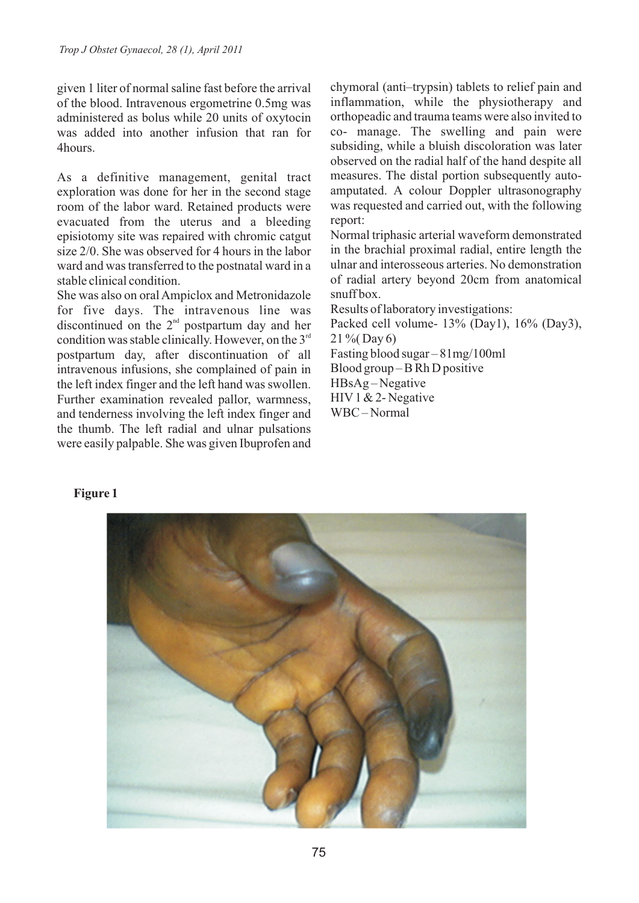given 1 liter of normal saline fast before the arrival of the blood. Intravenous ergometrine 0.5mg was administered as bolus while 20 units of oxytocin was added into another infusion that ran for 4hours.

As a definitive management, genital tract exploration was done for her in the second stage room of the labor ward. Retained products were evacuated from the uterus and a bleeding episiotomy site was repaired with chromic catgut size 2/0. She was observed for 4 hours in the labor ward and was transferred to the postnatal ward in a stable clinical condition.

She was also on oral Ampiclox and Metronidazole for five days. The intravenous line was discontinued on the 2nd postpartum day and her condition was stable clinically. However, on the 3rd postpartum day, after discontinuation of all intravenous infusions, she complained of pain in the left index finger and the left hand was swollen. Further examination revealed pallor, warmness, and tenderness involving the left index finger and the thumb. The left radial and ulnar pulsations were easily palpable. She was given Ibuprofen and chymoral (anti–trypsin) tablets to relief pain and inflammation, while the physiotherapy and orthopeadic and trauma teams were also invited to co- manage. The swelling and pain were subsiding, while a bluish discoloration was later observed on the radial half of the hand despite all measures. The distal portion subsequently auto-amputated. A colour Doppler ultrasonography was requested and carried out, with the following report:

Normal triphasic arterial waveform demonstrated in the brachial proximal radial, entire length the ulnar and interosseous arteries. No demonstration of radial artery beyond 20cm from anatomical snuff box.

Results of laboratory investigations:

Packed cell volume- 13% (Day1), 16% (Day3), 21 %( Day 6)

Fasting blood sugar – 81mg/100ml

Blood group – B Rh D positive

HBsAg – Negative

HIV 1 & 2- Negative

WBC – Normal

**Figure 1**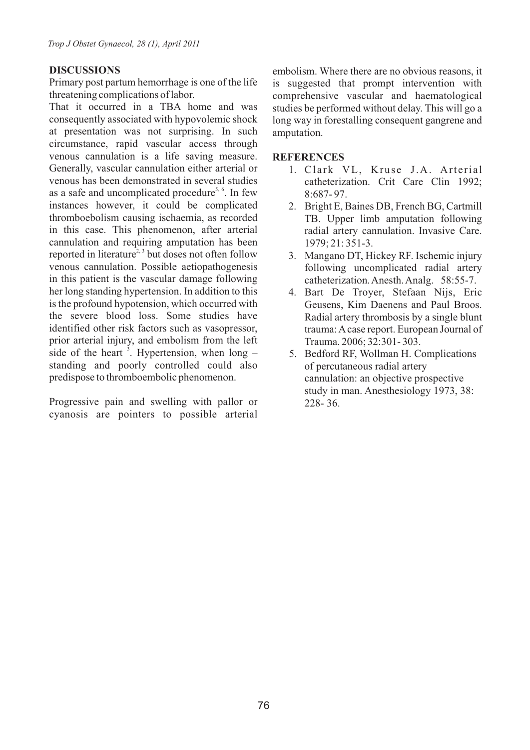## DISCUSSIONS

Primary post partum hemorrhage is one of the life threatening complications of labor.

That it occurred in a TBA home and was consequently associated with hypovolemic shock at presentation was not surprising. In such circumstance, rapid vascular access through venous cannulation is a life saving measure. Generally, vascular cannulation either arterial or venous has been demonstrated in several studies as a safe and uncomplicated procedure[5, 6]. In few instances however, it could be complicated thromboebolism causing ischaemia, as recorded in this case. This phenomenon, after arterial cannulation and requiring amputation has been reported in literature[2, 3] but doses not often follow venous cannulation. Possible aetiopathogenesis in this patient is the vascular damage following her long standing hypertension. In addition to this is the profound hypotension, which occurred with the severe blood loss. Some studies have identified other risk factors such as vasopressor, prior arterial injury, and embolism from the left side of the heart [3]. Hypertension, when long – standing and poorly controlled could also predispose to thromboembolic phenomenon.

Progressive pain and swelling with pallor or cyanosis are pointers to possible arterial embolism. Where there are no obvious reasons, it is suggested that prompt intervention with comprehensive vascular and haematological studies be performed without delay. This will go a long way in forestalling consequent gangrene and amputation.

## REFERENCES

1. Clark VL, Kruse J.A. Arterial catheterization. Crit Care Clin 1992; 8:687- 97.
2. Bright E, Baines DB, French BG, Cartmill TB. Upper limb amputation following radial artery cannulation. Invasive Care. 1979; 21: 351-3.
3. Mangano DT, Hickey RF. Ischemic injury following uncomplicated radial artery catheterization. Anesth. Analg. 58:55-7.
4. Bart De Troyer, Stefaan Nijs, Eric Geusens, Kim Daenens and Paul Broos. Radial artery thrombosis by a single blunt trauma: A case report. European Journal of Trauma. 2006; 32:301- 303.
5. Bedford RF, Wollman H. Complications of percutaneous radial artery cannulation: an objective prospective study in man. Anesthesiology 1973, 38: 228- 36.